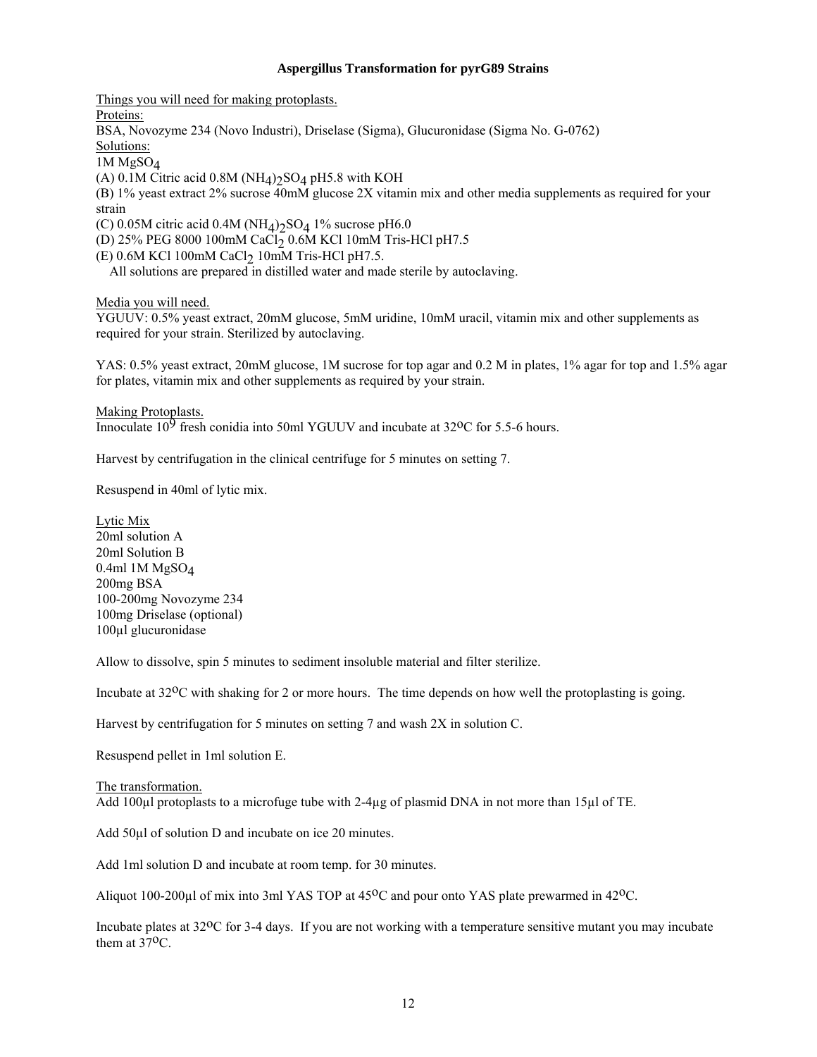# Aspergillus Transformation for pyrG89 Strains

Things you will need for making protoplasts.

Proteins:

BSA, Novozyme 234 (Novo Industri), Driselase (Sigma), Glucuronidase (Sigma No. G-0762)

Solutions:

1M $MgSO_4$

(A) 0.1M Citric acid 0.8M $(NH_4)_2SO_4$ pH5.8 with KOH

(B) 1% yeast extract 2% sucrose 40mM glucose 2X vitamin mix and other media supplements as required for your strain

(C) 0.05M citric acid 0.4M $(NH_4)_2SO_4$ 1% sucrose pH6.0

(D) 25% PEG 8000 100mM $CaCl_2$ 0.6M KCl 10mM Tris-HCl pH7.5

(E) 0.6M KCl 100mM $CaCl_2$ 10mM Tris-HCl pH7.5.

All solutions are prepared in distilled water and made sterile by autoclaving.

Media you will need.

YGUUV: 0.5% yeast extract, 20mM glucose, 5mM uridine, 10mM uracil, vitamin mix and other supplements as required for your strain. Sterilized by autoclaving.

YAS: 0.5% yeast extract, 20mM glucose, 1M sucrose for top agar and 0.2 M in plates, 1% agar for top and 1.5% agar for plates, vitamin mix and other supplements as required by your strain.

Making Protoplasts.

Innoculate $10^9$ fresh conidia into 50ml YGUUV and incubate at 32$^o$C for 5.5-6 hours.

Harvest by centrifugation in the clinical centrifuge for 5 minutes on setting 7.

Resuspend in 40ml of lytic mix.

Lytic Mix

20ml solution A

20ml Solution B

0.4ml 1M $MgSO_4$

200mg BSA

100-200mg Novozyme 234

100mg Driselase (optional)

100µl glucuronidase

Allow to dissolve, spin 5 minutes to sediment insoluble material and filter sterilize.

Incubate at 32$^o$C with shaking for 2 or more hours. The time depends on how well the protoplasting is going.

Harvest by centrifugation for 5 minutes on setting 7 and wash 2X in solution C.

Resuspend pellet in 1ml solution E.

The transformation.

Add 100µl protoplasts to a microfuge tube with 2-4µg of plasmid DNA in not more than 15µl of TE.

Add 50µl of solution D and incubate on ice 20 minutes.

Add 1ml solution D and incubate at room temp. for 30 minutes.

Aliquot 100-200µl of mix into 3ml YAS TOP at 45$^o$C and pour onto YAS plate prewarmed in 42$^o$C.

Incubate plates at 32$^o$C for 3-4 days. If you are not working with a temperature sensitive mutant you may incubate them at 37$^o$C.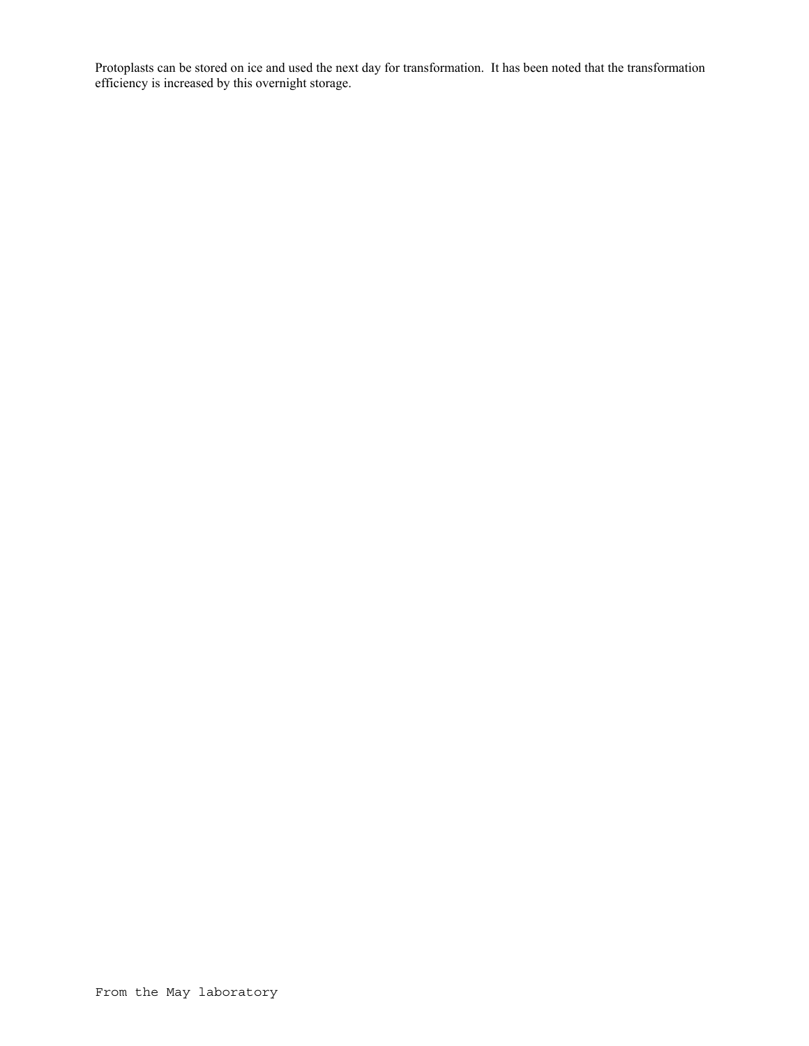Protoplasts can be stored on ice and used the next day for transformation. It has been noted that the transformation efficiency is increased by this overnight storage.